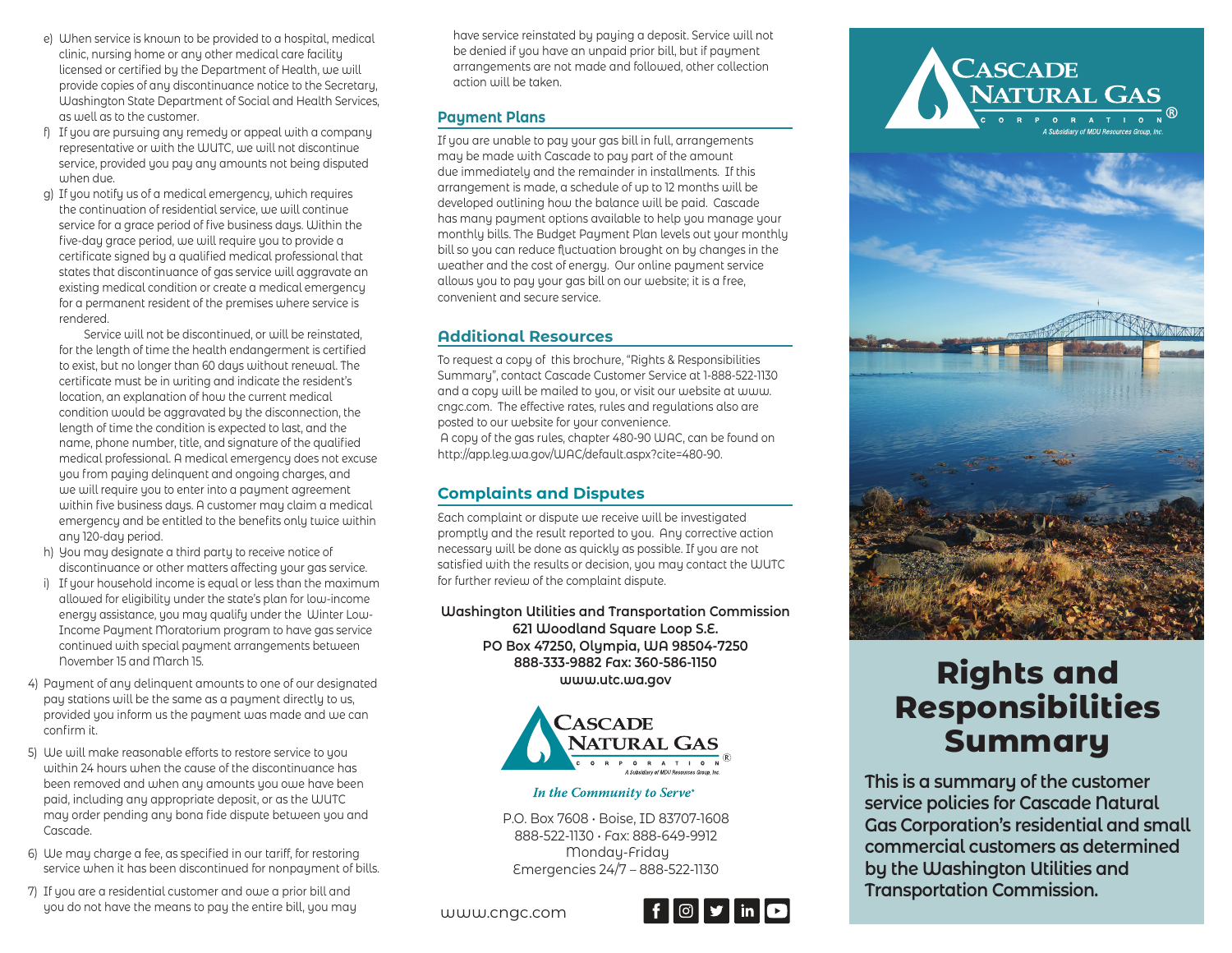e) When service is known to be provided to a hospital, medical clinic, nursing home or any other medical care facility licensed or certified by the Department of Health, we will provide copies of any discontinuance notice to the Secretary, Washington State Department of Social and Health Services, as well as to the customer.

f) If you are pursuing any remedy or appeal with a company representative or with the WUTC, we will not discontinue service, provided you pay any amounts not being disputed when due.

g) If you notify us of a medical emergency, which requires the continuation of residential service, we will continue service for a grace period of five business days. Within the five-day grace period, we will require you to provide a certificate signed by a qualified medical professional that states that discontinuance of gas service will aggravate an existing medical condition or create a medical emergency for a permanent resident of the premises where service is rendered.

Service will not be discontinued, or will be reinstated, for the length of time the health endangerment is certified to exist, but no longer than 60 days without renewal. The certificate must be in writing and indicate the resident's location, an explanation of how the current medical condition would be aggravated by the disconnection, the length of time the condition is expected to last, and the name, phone number, title, and signature of the qualified medical professional. A medical emergency does not excuse you from paying delinquent and ongoing charges, and we will require you to enter into a payment agreement within five business days. A customer may claim a medical emergency and be entitled to the benefits only twice within any 120-day period.

h) You may designate a third party to receive notice of discontinuance or other matters affecting your gas service.

i) If your household income is equal or less than the maximum allowed for eligibility under the state's plan for low-income energy assistance, you may qualify under the Winter Low-Income Payment Moratorium program to have gas service continued with special payment arrangements between November 15 and March 15.

4) Payment of any delinquent amounts to one of our designated pay stations will be the same as a payment directly to us, provided you inform us the payment was made and we can confirm it.

5) We will make reasonable efforts to restore service to you within 24 hours when the cause of the discontinuance has been removed and when any amounts you owe have been paid, including any appropriate deposit, or as the WUTC may order pending any bona fide dispute between you and Cascade.

6) We may charge a fee, as specified in our tariff, for restoring service when it has been discontinued for nonpayment of bills.

7) If you are a residential customer and owe a prior bill and you do not have the means to pay the entire bill, you may have service reinstated by paying a deposit. Service will not be denied if you have an unpaid prior bill, but if payment arrangements are not made and followed, other collection action will be taken.

## Payment Plans

If you are unable to pay your gas bill in full, arrangements may be made with Cascade to pay part of the amount due immediately and the remainder in installments. If this arrangement is made, a schedule of up to 12 months will be developed outlining how the balance will be paid. Cascade has many payment options available to help you manage your monthly bills. The Budget Payment Plan levels out your monthly bill so you can reduce fluctuation brought on by changes in the weather and the cost of energy. Our online payment service allows you to pay your gas bill on our website; it is a free, convenient and secure service.

## Additional Resources

To request a copy of this brochure, "Rights & Responsibilities Summary", contact Cascade Customer Service at 1-888-522-1130 and a copy will be mailed to you, or visit our website at www.cngc.com. The effective rates, rules and regulations also are posted to our website for your convenience.

A copy of the gas rules, chapter 480-90 WAC, can be found on http://app.leg.wa.gov/WAC/default.aspx?cite=480-90.

## Complaints and Disputes

Each complaint or dispute we receive will be investigated promptly and the result reported to you. Any corrective action necessary will be done as quickly as possible. If you are not satisfied with the results or decision, you may contact the WUTC for further review of the complaint dispute.

**Washington Utilities and Transportation Commission**
**621 Woodland Square Loop S.E.**
**PO Box 47250, Olympia, WA 98504-7250**
**888-333-9882 Fax: 360-586-1150**
**www.utc.wa.gov**

Cascade Natural Gas Corporation
A Subsidiary of MDU Resources Group, Inc.

*In the Community to Serve*

P.O. Box 7608 · Boise, ID 83707-1608
888-522-1130 · Fax: 888-649-9912
Monday-Friday
Emergencies 24/7 – 888-522-1130

www.cngc.com

Cascade Natural Gas Corporation
A Subsidiary of MDU Resources Group, Inc.

# Rights and Responsibilities Summary

**This is a summary of the customer service policies for Cascade Natural Gas Corporation's residential and small commercial customers as determined by the Washington Utilities and Transportation Commission.**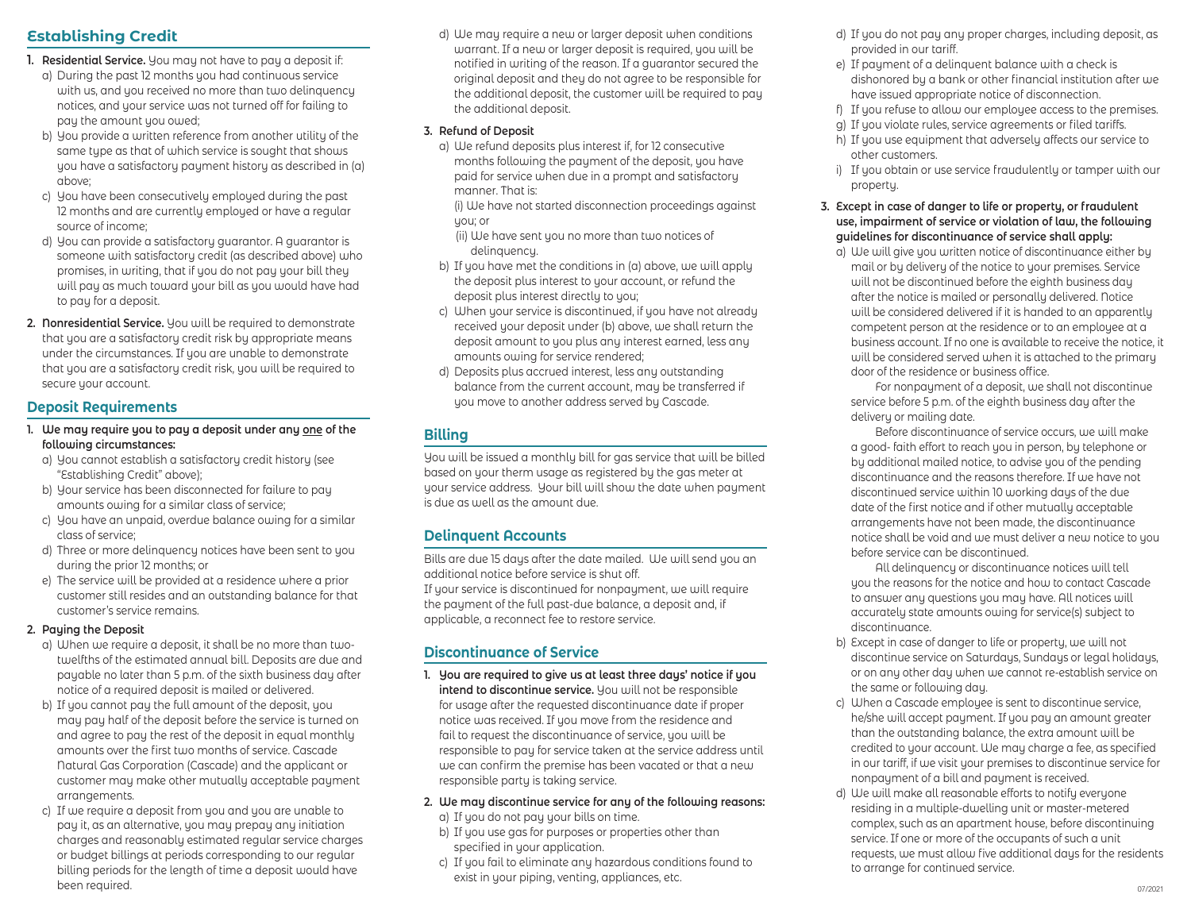## Establishing Credit

1. **Residential Service.** You may not have to pay a deposit if:
   a) During the past 12 months you had continuous service with us, and you received no more than two delinquency notices, and your service was not turned off for failing to pay the amount you owed;
   b) You provide a written reference from another utility of the same type as that of which service is sought that shows you have a satisfactory payment history as described in (a) above;
   c) You have been consecutively employed during the past 12 months and are currently employed or have a regular source of income;
   d) You can provide a satisfactory guarantor. A guarantor is someone with satisfactory credit (as described above) who promises, in writing, that if you do not pay your bill they will pay as much toward your bill as you would have had to pay for a deposit.
2. **Nonresidential Service.** You will be required to demonstrate that you are a satisfactory credit risk by appropriate means under the circumstances. If you are unable to demonstrate that you are a satisfactory credit risk, you will be required to secure your account.

## Deposit Requirements

1. **We may require you to pay a deposit under any one of the following circumstances:**
   a) You cannot establish a satisfactory credit history (see "Establishing Credit" above);
   b) Your service has been disconnected for failure to pay amounts owing for a similar class of service;
   c) You have an unpaid, overdue balance owing for a similar class of service;
   d) Three or more delinquency notices have been sent to you during the prior 12 months; or
   e) The service will be provided at a residence where a prior customer still resides and an outstanding balance for that customer's service remains.
2. **Paying the Deposit**
   a) When we require a deposit, it shall be no more than two-twelfths of the estimated annual bill. Deposits are due and payable no later than 5 p.m. of the sixth business day after notice of a required deposit is mailed or delivered.
   b) If you cannot pay the full amount of the deposit, you may pay half of the deposit before the service is turned on and agree to pay the rest of the deposit in equal monthly amounts over the first two months of service. Cascade Natural Gas Corporation (Cascade) and the applicant or customer may make other mutually acceptable payment arrangements.
   c) If we require a deposit from you and you are unable to pay it, as an alternative, you may prepay any initiation charges and reasonably estimated regular service charges or budget billings at periods corresponding to our regular billing periods for the length of time a deposit would have been required.
   d) We may require a new or larger deposit when conditions warrant. If a new or larger deposit is required, you will be notified in writing of the reason. If a guarantor secured the original deposit and they do not agree to be responsible for the additional deposit, the customer will be required to pay the additional deposit.
3. **Refund of Deposit**
   a) We refund deposits plus interest if, for 12 consecutive months following the payment of the deposit, you have paid for service when due in a prompt and satisfactory manner. That is:
      (i) We have not started disconnection proceedings against you; or
      (ii) We have sent you no more than two notices of delinquency.
   b) If you have met the conditions in (a) above, we will apply the deposit plus interest to your account, or refund the deposit plus interest directly to you;
   c) When your service is discontinued, if you have not already received your deposit under (b) above, we shall return the deposit amount to you plus any interest earned, less any amounts owing for service rendered;
   d) Deposits plus accrued interest, less any outstanding balance from the current account, may be transferred if you move to another address served by Cascade.

## Billing

You will be issued a monthly bill for gas service that will be billed based on your therm usage as registered by the gas meter at your service address. Your bill will show the date when payment is due as well as the amount due.

## Delinquent Accounts

Bills are due 15 days after the date mailed. We will send you an additional notice before service is shut off.
If your service is discontinued for nonpayment, we will require the payment of the full past-due balance, a deposit and, if applicable, a reconnect fee to restore service.

## Discontinuance of Service

1. **You are required to give us at least three days' notice if you intend to discontinue service.** You will not be responsible for usage after the requested discontinuance date if proper notice was received. If you move from the residence and fail to request the discontinuance of service, you will be responsible to pay for service taken at the service address until we can confirm the premise has been vacated or that a new responsible party is taking service.
2. **We may discontinue service for any of the following reasons:**
   a) If you do not pay your bills on time.
   b) If you use gas for purposes or properties other than specified in your application.
   c) If you fail to eliminate any hazardous conditions found to exist in your piping, venting, appliances, etc.
   d) If you do not pay any proper charges, including deposit, as provided in our tariff.
   e) If payment of a delinquent balance with a check is dishonored by a bank or other financial institution after we have issued appropriate notice of disconnection.
   f) If you refuse to allow our employee access to the premises.
   g) If you violate rules, service agreements or filed tariffs.
   h) If you use equipment that adversely affects our service to other customers.
   i) If you obtain or use service fraudulently or tamper with our property.
3. **Except in case of danger to life or property, or fraudulent use, impairment of service or violation of law, the following guidelines for discontinuance of service shall apply:**
   a) We will give you written notice of discontinuance either by mail or by delivery of the notice to your premises. Service will not be discontinued before the eighth business day after the notice is mailed or personally delivered. Notice will be considered delivered if it is handed to an apparently competent person at the residence or to an employee at a business account. If no one is available to receive the notice, it will be considered served when it is attached to the primary door of the residence or business office.

      For nonpayment of a deposit, we shall not discontinue service before 5 p.m. of the eighth business day after the delivery or mailing date.

      Before discontinuance of service occurs, we will make a good- faith effort to reach you in person, by telephone or by additional mailed notice, to advise you of the pending discontinuance and the reasons therefore. If we have not discontinued service within 10 working days of the due date of the first notice and if other mutually acceptable arrangements have not been made, the discontinuance notice shall be void and we must deliver a new notice to you before service can be discontinued.

      All delinquency or discontinuance notices will tell you the reasons for the notice and how to contact Cascade to answer any questions you may have. All notices will accurately state amounts owing for service(s) subject to discontinuance.
   b) Except in case of danger to life or property, we will not discontinue service on Saturdays, Sundays or legal holidays, or on any other day when we cannot re-establish service on the same or following day.
   c) When a Cascade employee is sent to discontinue service, he/she will accept payment. If you pay an amount greater than the outstanding balance, the extra amount will be credited to your account. We may charge a fee, as specified in our tariff, if we visit your premises to discontinue service for nonpayment of a bill and payment is received.
   d) We will make all reasonable efforts to notify everyone residing in a multiple-dwelling unit or master-metered complex, such as an apartment house, before discontinuing service. If one or more of the occupants of such a unit requests, we must allow five additional days for the residents to arrange for continued service.

07/2021